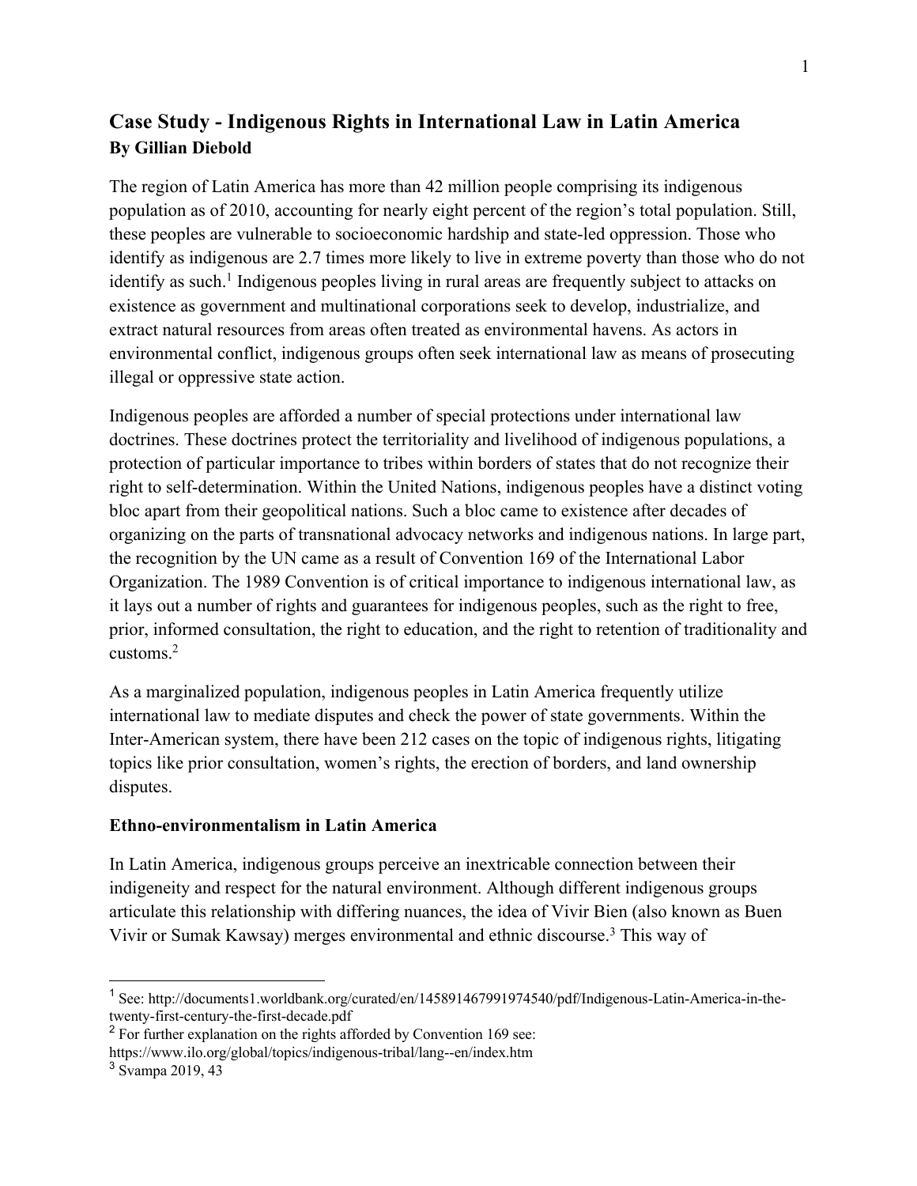## Case Study - Indigenous Rights in International Law in Latin America

**By Gillian Diebold**

The region of Latin America has more than 42 million people comprising its indigenous population as of 2010, accounting for nearly eight percent of the region's total population. Still, these peoples are vulnerable to socioeconomic hardship and state-led oppression. Those who identify as indigenous are 2.7 times more likely to live in extreme poverty than those who do not identify as such.[1] Indigenous peoples living in rural areas are frequently subject to attacks on existence as government and multinational corporations seek to develop, industrialize, and extract natural resources from areas often treated as environmental havens. As actors in environmental conflict, indigenous groups often seek international law as means of prosecuting illegal or oppressive state action.

Indigenous peoples are afforded a number of special protections under international law doctrines. These doctrines protect the territoriality and livelihood of indigenous populations, a protection of particular importance to tribes within borders of states that do not recognize their right to self-determination. Within the United Nations, indigenous peoples have a distinct voting bloc apart from their geopolitical nations. Such a bloc came to existence after decades of organizing on the parts of transnational advocacy networks and indigenous nations. In large part, the recognition by the UN came as a result of Convention 169 of the International Labor Organization. The 1989 Convention is of critical importance to indigenous international law, as it lays out a number of rights and guarantees for indigenous peoples, such as the right to free, prior, informed consultation, the right to education, and the right to retention of traditionality and customs.[2]

As a marginalized population, indigenous peoples in Latin America frequently utilize international law to mediate disputes and check the power of state governments. Within the Inter-American system, there have been 212 cases on the topic of indigenous rights, litigating topics like prior consultation, women's rights, the erection of borders, and land ownership disputes.

### Ethno-environmentalism in Latin America

In Latin America, indigenous groups perceive an inextricable connection between their indigeneity and respect for the natural environment. Although different indigenous groups articulate this relationship with differing nuances, the idea of Vivir Bien (also known as Buen Vivir or Sumak Kawsay) merges environmental and ethnic discourse.[3] This way of

---

[1] See: http://documents1.worldbank.org/curated/en/145891467991974540/pdf/Indigenous-Latin-America-in-the-twenty-first-century-the-first-decade.pdf

[2] For further explanation on the rights afforded by Convention 169 see: https://www.ilo.org/global/topics/indigenous-tribal/lang--en/index.htm

[3] Svampa 2019, 43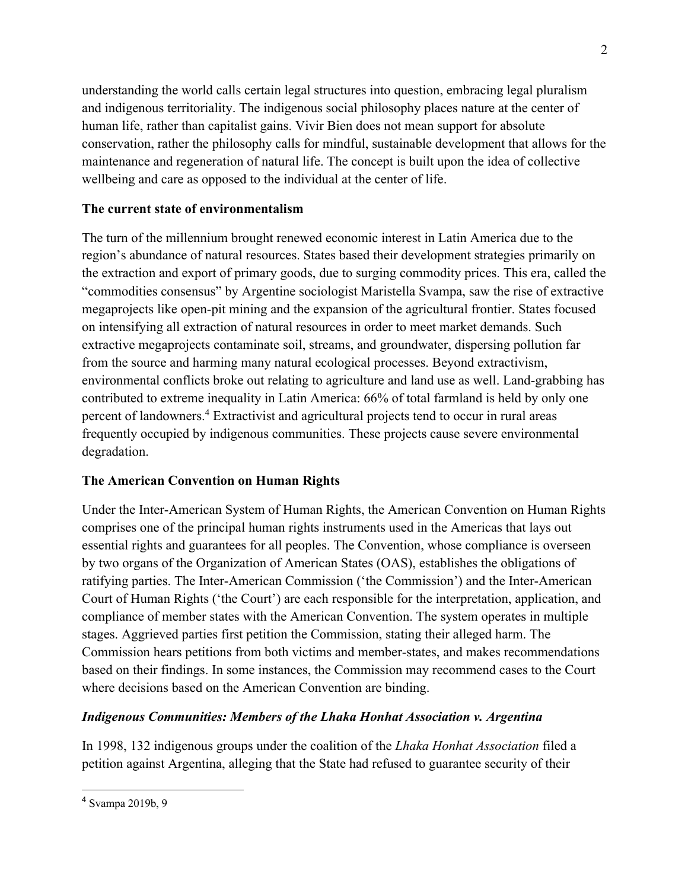understanding the world calls certain legal structures into question, embracing legal pluralism and indigenous territoriality. The indigenous social philosophy places nature at the center of human life, rather than capitalist gains. Vivir Bien does not mean support for absolute conservation, rather the philosophy calls for mindful, sustainable development that allows for the maintenance and regeneration of natural life. The concept is built upon the idea of collective wellbeing and care as opposed to the individual at the center of life.

### The current state of environmentalism

The turn of the millennium brought renewed economic interest in Latin America due to the region's abundance of natural resources. States based their development strategies primarily on the extraction and export of primary goods, due to surging commodity prices. This era, called the "commodities consensus" by Argentine sociologist Maristella Svampa, saw the rise of extractive megaprojects like open-pit mining and the expansion of the agricultural frontier. States focused on intensifying all extraction of natural resources in order to meet market demands. Such extractive megaprojects contaminate soil, streams, and groundwater, dispersing pollution far from the source and harming many natural ecological processes. Beyond extractivism, environmental conflicts broke out relating to agriculture and land use as well. Land-grabbing has contributed to extreme inequality in Latin America: 66% of total farmland is held by only one percent of landowners.[4] Extractivist and agricultural projects tend to occur in rural areas frequently occupied by indigenous communities. These projects cause severe environmental degradation.

### The American Convention on Human Rights

Under the Inter-American System of Human Rights, the American Convention on Human Rights comprises one of the principal human rights instruments used in the Americas that lays out essential rights and guarantees for all peoples. The Convention, whose compliance is overseen by two organs of the Organization of American States (OAS), establishes the obligations of ratifying parties. The Inter-American Commission ('the Commission') and the Inter-American Court of Human Rights ('the Court') are each responsible for the interpretation, application, and compliance of member states with the American Convention. The system operates in multiple stages. Aggrieved parties first petition the Commission, stating their alleged harm. The Commission hears petitions from both victims and member-states, and makes recommendations based on their findings. In some instances, the Commission may recommend cases to the Court where decisions based on the American Convention are binding.

### *Indigenous Communities: Members of the Lhaka Honhat Association v. Argentina*

In 1998, 132 indigenous groups under the coalition of the *Lhaka Honhat Association* filed a petition against Argentina, alleging that the State had refused to guarantee security of their

[4] Svampa 2019b, 9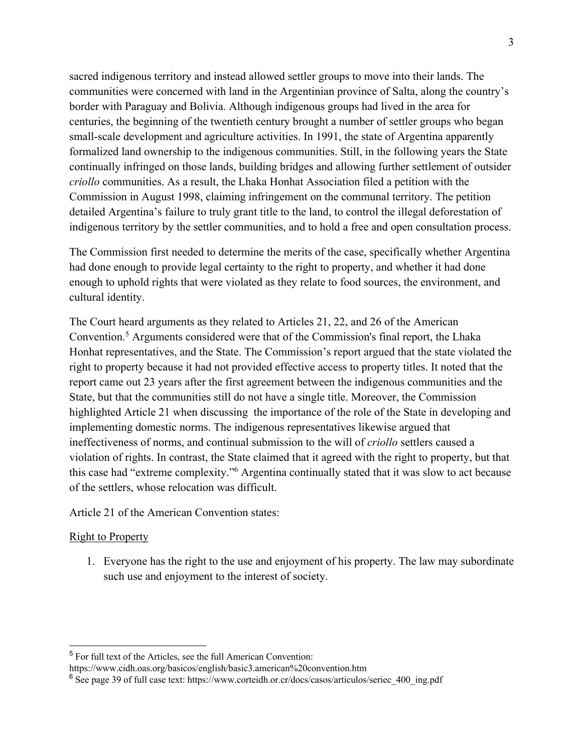sacred indigenous territory and instead allowed settler groups to move into their lands. The communities were concerned with land in the Argentinian province of Salta, along the country's border with Paraguay and Bolivia. Although indigenous groups had lived in the area for centuries, the beginning of the twentieth century brought a number of settler groups who began small-scale development and agriculture activities. In 1991, the state of Argentina apparently formalized land ownership to the indigenous communities. Still, in the following years the State continually infringed on those lands, building bridges and allowing further settlement of outsider *criollo* communities. As a result, the Lhaka Honhat Association filed a petition with the Commission in August 1998, claiming infringement on the communal territory. The petition detailed Argentina's failure to truly grant title to the land, to control the illegal deforestation of indigenous territory by the settler communities, and to hold a free and open consultation process.

The Commission first needed to determine the merits of the case, specifically whether Argentina had done enough to provide legal certainty to the right to property, and whether it had done enough to uphold rights that were violated as they relate to food sources, the environment, and cultural identity.

The Court heard arguments as they related to Articles 21, 22, and 26 of the American Convention.[5] Arguments considered were that of the Commission's final report, the Lhaka Honhat representatives, and the State. The Commission's report argued that the state violated the right to property because it had not provided effective access to property titles. It noted that the report came out 23 years after the first agreement between the indigenous communities and the State, but that the communities still do not have a single title. Moreover, the Commission highlighted Article 21 when discussing the importance of the role of the State in developing and implementing domestic norms. The indigenous representatives likewise argued that ineffectiveness of norms, and continual submission to the will of *criollo* settlers caused a violation of rights. In contrast, the State claimed that it agreed with the right to property, but that this case had "extreme complexity."[6] Argentina continually stated that it was slow to act because of the settlers, whose relocation was difficult.

Article 21 of the American Convention states:

<u>Right to Property</u>

1. Everyone has the right to the use and enjoyment of his property. The law may subordinate such use and enjoyment to the interest of society.

---

[5] For full text of the Articles, see the full American Convention: https://www.cidh.oas.org/basicos/english/basic3.american%20convention.htm

[6] See page 39 of full case text: https://www.corteidh.or.cr/docs/casos/articulos/seriec_400_ing.pdf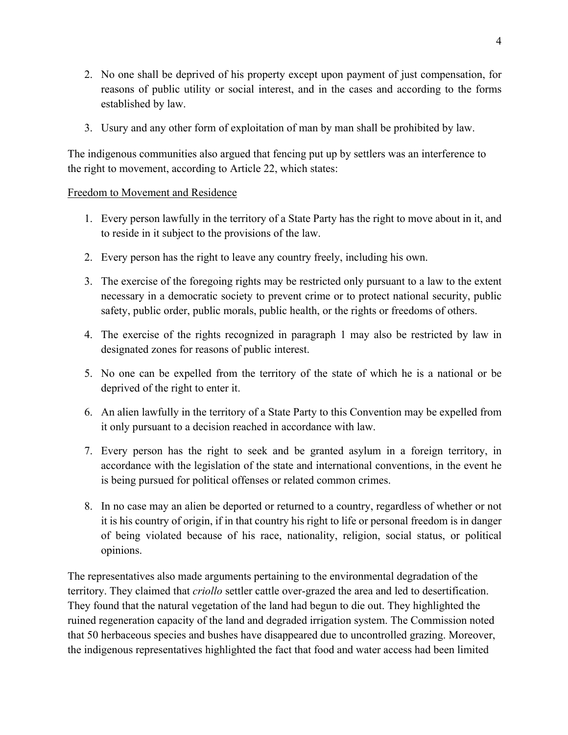2. No one shall be deprived of his property except upon payment of just compensation, for reasons of public utility or social interest, and in the cases and according to the forms established by law.

3. Usury and any other form of exploitation of man by man shall be prohibited by law.

The indigenous communities also argued that fencing put up by settlers was an interference to the right to movement, according to Article 22, which states:

<u>Freedom to Movement and Residence</u>

1. Every person lawfully in the territory of a State Party has the right to move about in it, and to reside in it subject to the provisions of the law.

2. Every person has the right to leave any country freely, including his own.

3. The exercise of the foregoing rights may be restricted only pursuant to a law to the extent necessary in a democratic society to prevent crime or to protect national security, public safety, public order, public morals, public health, or the rights or freedoms of others.

4. The exercise of the rights recognized in paragraph 1 may also be restricted by law in designated zones for reasons of public interest.

5. No one can be expelled from the territory of the state of which he is a national or be deprived of the right to enter it.

6. An alien lawfully in the territory of a State Party to this Convention may be expelled from it only pursuant to a decision reached in accordance with law.

7. Every person has the right to seek and be granted asylum in a foreign territory, in accordance with the legislation of the state and international conventions, in the event he is being pursued for political offenses or related common crimes.

8. In no case may an alien be deported or returned to a country, regardless of whether or not it is his country of origin, if in that country his right to life or personal freedom is in danger of being violated because of his race, nationality, religion, social status, or political opinions.

The representatives also made arguments pertaining to the environmental degradation of the territory. They claimed that *criollo* settler cattle over-grazed the area and led to desertification. They found that the natural vegetation of the land had begun to die out. They highlighted the ruined regeneration capacity of the land and degraded irrigation system. The Commission noted that 50 herbaceous species and bushes have disappeared due to uncontrolled grazing. Moreover, the indigenous representatives highlighted the fact that food and water access had been limited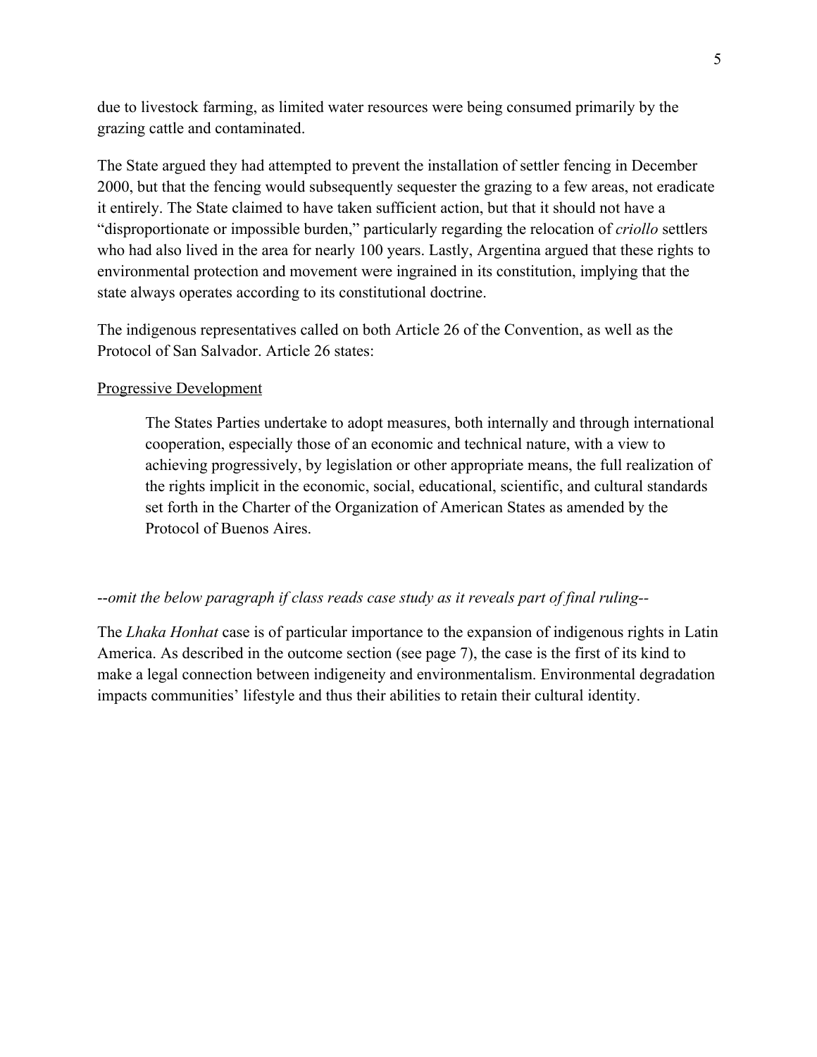due to livestock farming, as limited water resources were being consumed primarily by the grazing cattle and contaminated.

The State argued they had attempted to prevent the installation of settler fencing in December 2000, but that the fencing would subsequently sequester the grazing to a few areas, not eradicate it entirely. The State claimed to have taken sufficient action, but that it should not have a "disproportionate or impossible burden," particularly regarding the relocation of *criollo* settlers who had also lived in the area for nearly 100 years. Lastly, Argentina argued that these rights to environmental protection and movement were ingrained in its constitution, implying that the state always operates according to its constitutional doctrine.

The indigenous representatives called on both Article 26 of the Convention, as well as the Protocol of San Salvador. Article 26 states:

<u>Progressive Development</u>

> The States Parties undertake to adopt measures, both internally and through international cooperation, especially those of an economic and technical nature, with a view to achieving progressively, by legislation or other appropriate means, the full realization of the rights implicit in the economic, social, educational, scientific, and cultural standards set forth in the Charter of the Organization of American States as amended by the Protocol of Buenos Aires.

--*omit the below paragraph if class reads case study as it reveals part of final ruling*--

The *Lhaka Honhat* case is of particular importance to the expansion of indigenous rights in Latin America. As described in the outcome section (see page 7), the case is the first of its kind to make a legal connection between indigeneity and environmentalism. Environmental degradation impacts communities' lifestyle and thus their abilities to retain their cultural identity.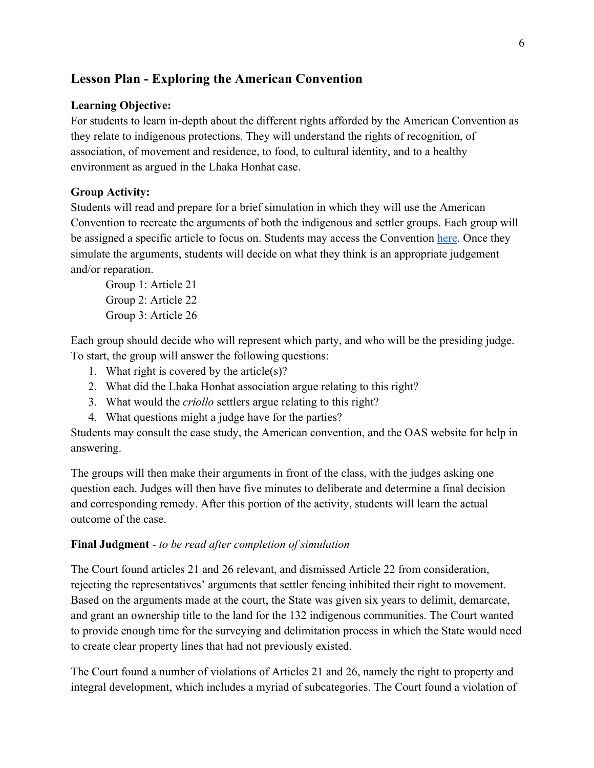## Lesson Plan - Exploring the American Convention

**Learning Objective:**

For students to learn in-depth about the different rights afforded by the American Convention as they relate to indigenous protections. They will understand the rights of recognition, of association, of movement and residence, to food, to cultural identity, and to a healthy environment as argued in the Lhaka Honhat case.

**Group Activity:**

Students will read and prepare for a brief simulation in which they will use the American Convention to recreate the arguments of both the indigenous and settler groups. Each group will be assigned a specific article to focus on. Students may access the Convention here. Once they simulate the arguments, students will decide on what they think is an appropriate judgement and/or reparation.

Group 1: Article 21
Group 2: Article 22
Group 3: Article 26

Each group should decide who will represent which party, and who will be the presiding judge. To start, the group will answer the following questions:

1. What right is covered by the article(s)?
2. What did the Lhaka Honhat association argue relating to this right?
3. What would the *criollo* settlers argue relating to this right?
4. What questions might a judge have for the parties?

Students may consult the case study, the American convention, and the OAS website for help in answering.

The groups will then make their arguments in front of the class, with the judges asking one question each. Judges will then have five minutes to deliberate and determine a final decision and corresponding remedy. After this portion of the activity, students will learn the actual outcome of the case.

**Final Judgment** - *to be read after completion of simulation*

The Court found articles 21 and 26 relevant, and dismissed Article 22 from consideration, rejecting the representatives' arguments that settler fencing inhibited their right to movement. Based on the arguments made at the court, the State was given six years to delimit, demarcate, and grant an ownership title to the land for the 132 indigenous communities. The Court wanted to provide enough time for the surveying and delimitation process in which the State would need to create clear property lines that had not previously existed.

The Court found a number of violations of Articles 21 and 26, namely the right to property and integral development, which includes a myriad of subcategories. The Court found a violation of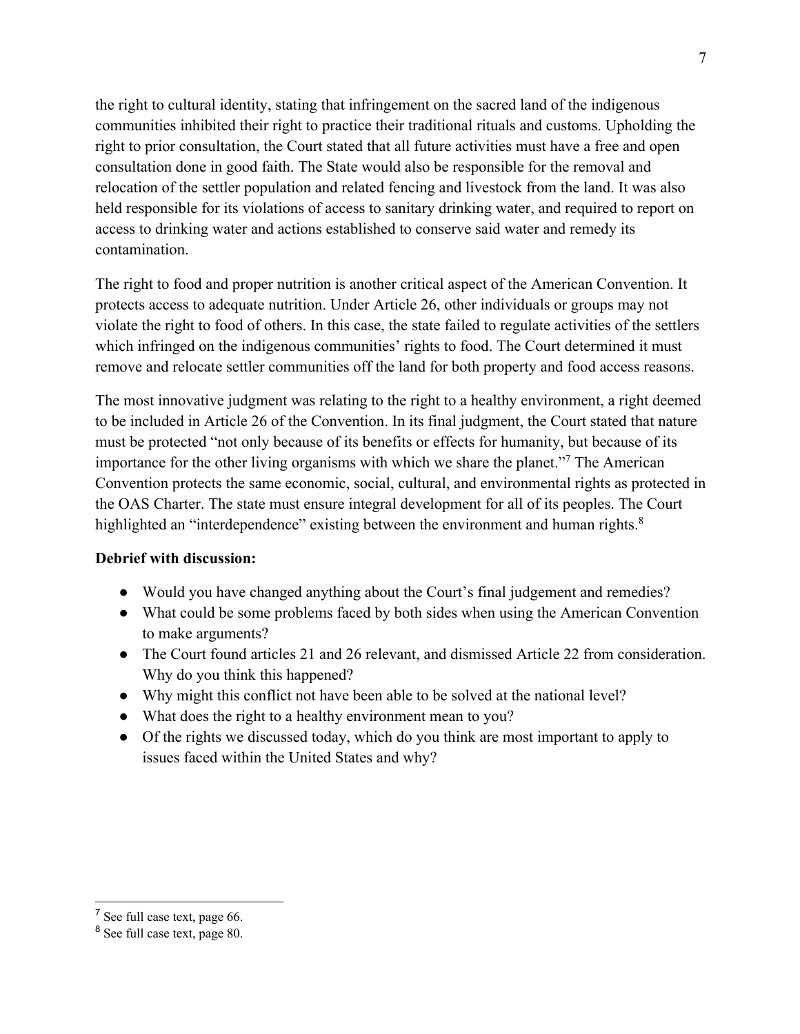the right to cultural identity, stating that infringement on the sacred land of the indigenous communities inhibited their right to practice their traditional rituals and customs. Upholding the right to prior consultation, the Court stated that all future activities must have a free and open consultation done in good faith. The State would also be responsible for the removal and relocation of the settler population and related fencing and livestock from the land. It was also held responsible for its violations of access to sanitary drinking water, and required to report on access to drinking water and actions established to conserve said water and remedy its contamination.

The right to food and proper nutrition is another critical aspect of the American Convention. It protects access to adequate nutrition. Under Article 26, other individuals or groups may not violate the right to food of others. In this case, the state failed to regulate activities of the settlers which infringed on the indigenous communities' rights to food. The Court determined it must remove and relocate settler communities off the land for both property and food access reasons.

The most innovative judgment was relating to the right to a healthy environment, a right deemed to be included in Article 26 of the Convention. In its final judgment, the Court stated that nature must be protected "not only because of its benefits or effects for humanity, but because of its importance for the other living organisms with which we share the planet."[7] The American Convention protects the same economic, social, cultural, and environmental rights as protected in the OAS Charter. The state must ensure integral development for all of its peoples. The Court highlighted an "interdependence" existing between the environment and human rights.[8]

**Debrief with discussion:**

- Would you have changed anything about the Court's final judgement and remedies?
- What could be some problems faced by both sides when using the American Convention to make arguments?
- The Court found articles 21 and 26 relevant, and dismissed Article 22 from consideration. Why do you think this happened?
- Why might this conflict not have been able to be solved at the national level?
- What does the right to a healthy environment mean to you?
- Of the rights we discussed today, which do you think are most important to apply to issues faced within the United States and why?

---

[7] See full case text, page 66.

[8] See full case text, page 80.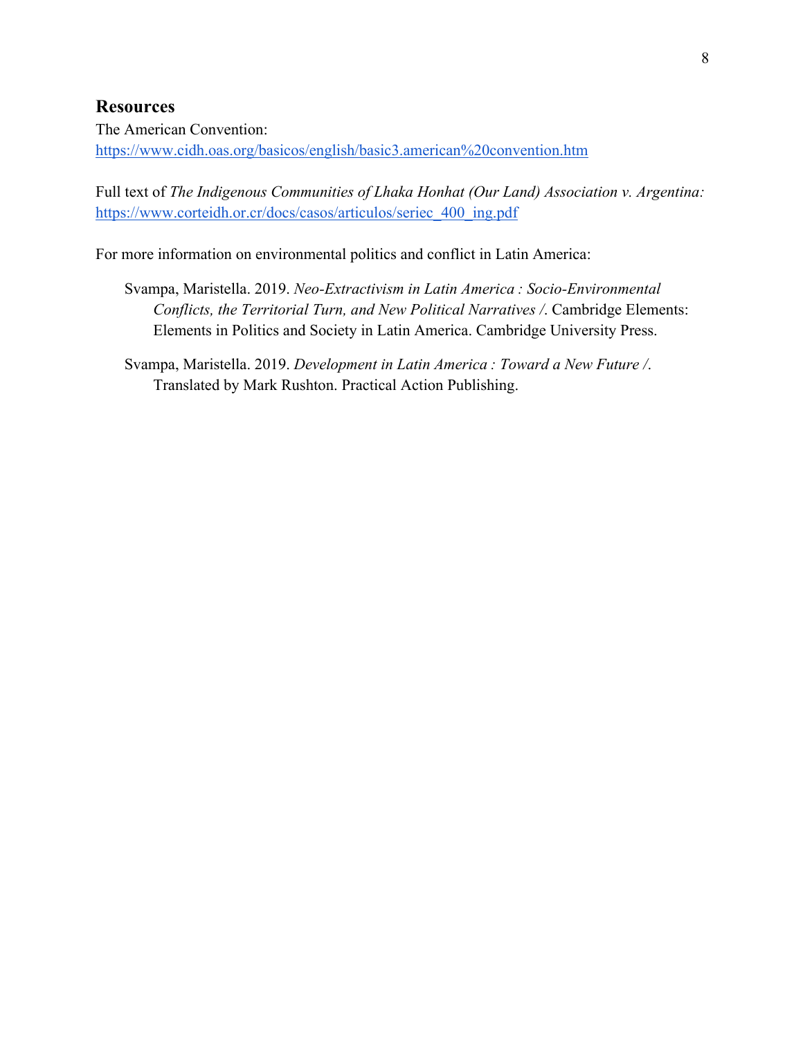## Resources

The American Convention:
https://www.cidh.oas.org/basicos/english/basic3.american%20convention.htm

Full text of *The Indigenous Communities of Lhaka Honhat (Our Land) Association v. Argentina:*
https://www.corteidh.or.cr/docs/casos/articulos/seriec_400_ing.pdf

For more information on environmental politics and conflict in Latin America:

Svampa, Maristella. 2019. *Neo-Extractivism in Latin America : Socio-Environmental Conflicts, the Territorial Turn, and New Political Narratives /*. Cambridge Elements: Elements in Politics and Society in Latin America. Cambridge University Press.

Svampa, Maristella. 2019. *Development in Latin America : Toward a New Future /*. Translated by Mark Rushton. Practical Action Publishing.